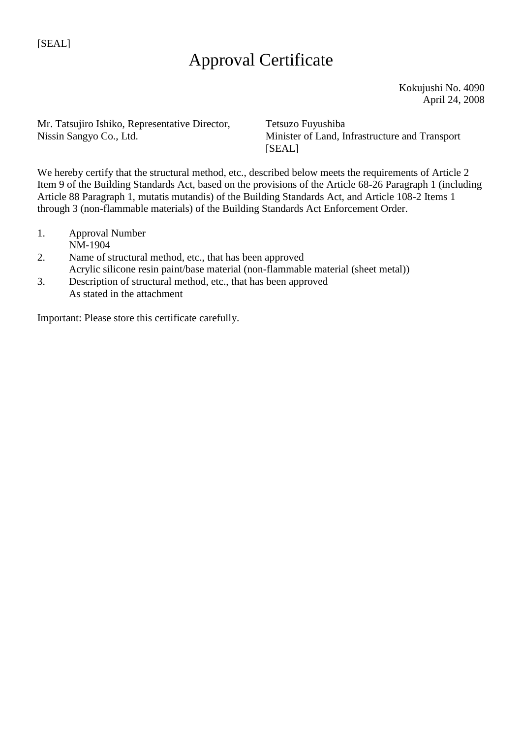[SEAL]

# Approval Certificate

Kokujushi No. 4090
April 24, 2008

Mr. Tatsujiro Ishiko, Representative Director,
Nissin Sangyo Co., Ltd.

Tetsuzo Fuyushiba
Minister of Land, Infrastructure and Transport
[SEAL]

We hereby certify that the structural method, etc., described below meets the requirements of Article 2 Item 9 of the Building Standards Act, based on the provisions of the Article 68-26 Paragraph 1 (including Article 88 Paragraph 1, mutatis mutandis) of the Building Standards Act, and Article 108-2 Items 1 through 3 (non-flammable materials) of the Building Standards Act Enforcement Order.

1. Approval Number
   NM-1904
2. Name of structural method, etc., that has been approved
   Acrylic silicone resin paint/base material (non-flammable material (sheet metal))
3. Description of structural method, etc., that has been approved
   As stated in the attachment

Important: Please store this certificate carefully.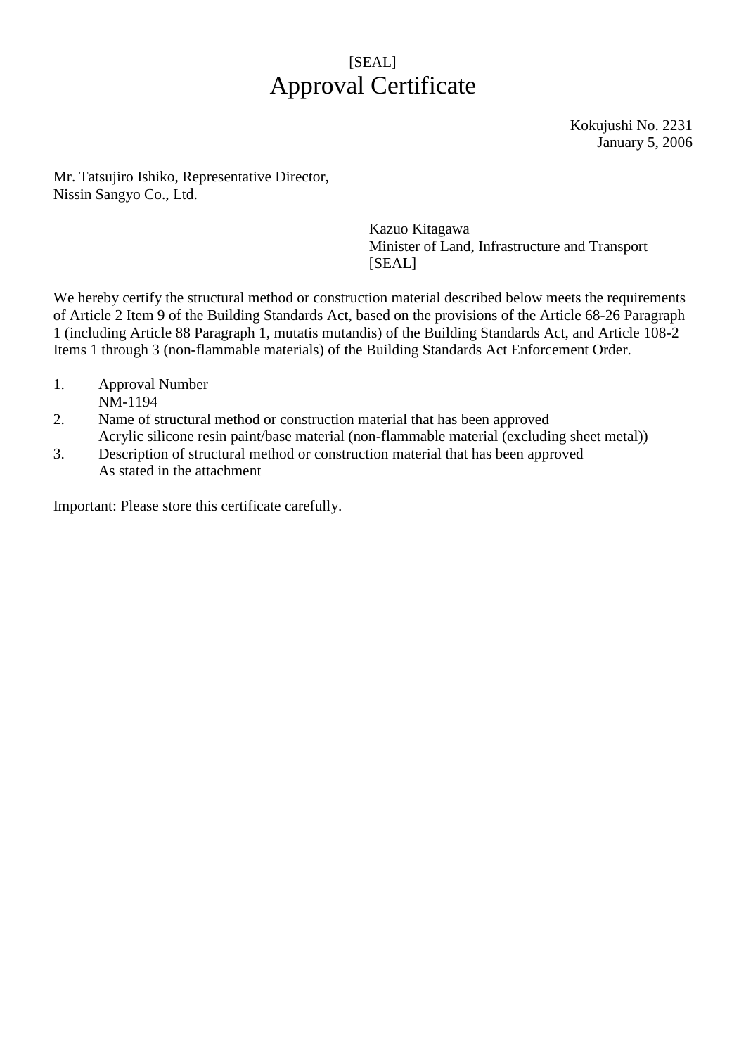[SEAL]

# Approval Certificate

Kokujushi No. 2231
January 5, 2006

Mr. Tatsujiro Ishiko, Representative Director,
Nissin Sangyo Co., Ltd.

Kazuo Kitagawa
Minister of Land, Infrastructure and Transport
[SEAL]

We hereby certify the structural method or construction material described below meets the requirements of Article 2 Item 9 of the Building Standards Act, based on the provisions of the Article 68-26 Paragraph 1 (including Article 88 Paragraph 1, mutatis mutandis) of the Building Standards Act, and Article 108-2 Items 1 through 3 (non-flammable materials) of the Building Standards Act Enforcement Order.

1. Approval Number
   NM-1194
2. Name of structural method or construction material that has been approved
   Acrylic silicone resin paint/base material (non-flammable material (excluding sheet metal))
3. Description of structural method or construction material that has been approved
   As stated in the attachment

Important: Please store this certificate carefully.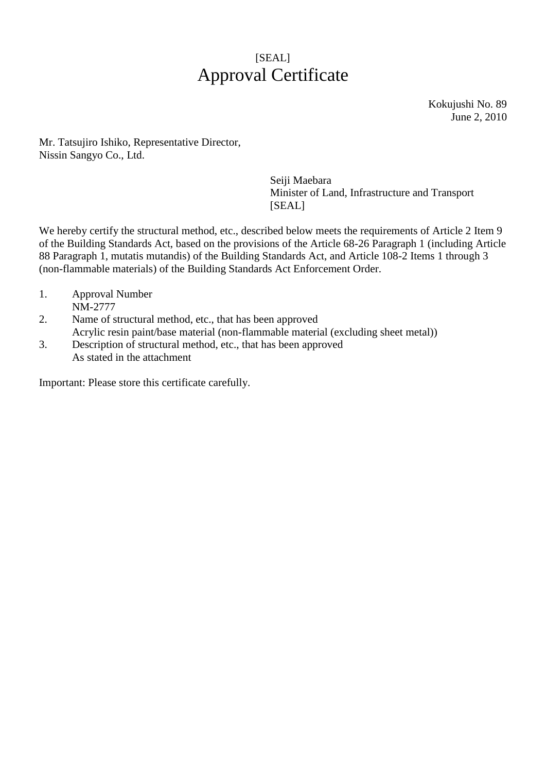[SEAL]

# Approval Certificate

Kokujushi No. 89
June 2, 2010

Mr. Tatsujiro Ishiko, Representative Director,
Nissin Sangyo Co., Ltd.

Seiji Maebara
Minister of Land, Infrastructure and Transport
[SEAL]

We hereby certify the structural method, etc., described below meets the requirements of Article 2 Item 9 of the Building Standards Act, based on the provisions of the Article 68-26 Paragraph 1 (including Article 88 Paragraph 1, mutatis mutandis) of the Building Standards Act, and Article 108-2 Items 1 through 3 (non-flammable materials) of the Building Standards Act Enforcement Order.

1. Approval Number
   NM-2777
2. Name of structural method, etc., that has been approved
   Acrylic resin paint/base material (non-flammable material (excluding sheet metal))
3. Description of structural method, etc., that has been approved
   As stated in the attachment

Important: Please store this certificate carefully.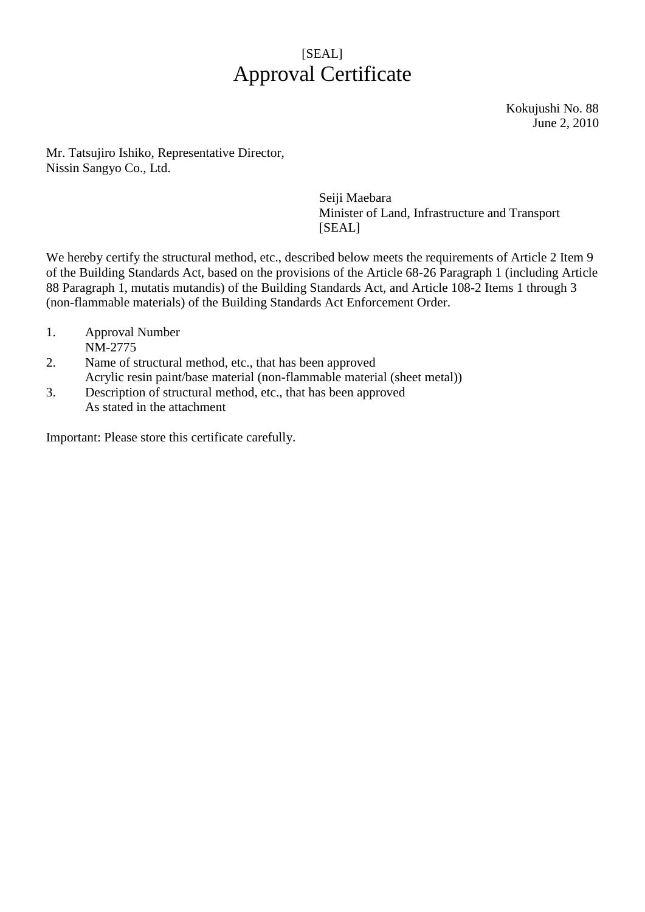[SEAL]

# Approval Certificate

Kokujushi No. 88
June 2, 2010

Mr. Tatsujiro Ishiko, Representative Director,
Nissin Sangyo Co., Ltd.

Seiji Maebara
Minister of Land, Infrastructure and Transport
[SEAL]

We hereby certify the structural method, etc., described below meets the requirements of Article 2 Item 9 of the Building Standards Act, based on the provisions of the Article 68-26 Paragraph 1 (including Article 88 Paragraph 1, mutatis mutandis) of the Building Standards Act, and Article 108-2 Items 1 through 3 (non-flammable materials) of the Building Standards Act Enforcement Order.

1. Approval Number
   NM-2775
2. Name of structural method, etc., that has been approved
   Acrylic resin paint/base material (non-flammable material (sheet metal))
3. Description of structural method, etc., that has been approved
   As stated in the attachment

Important: Please store this certificate carefully.